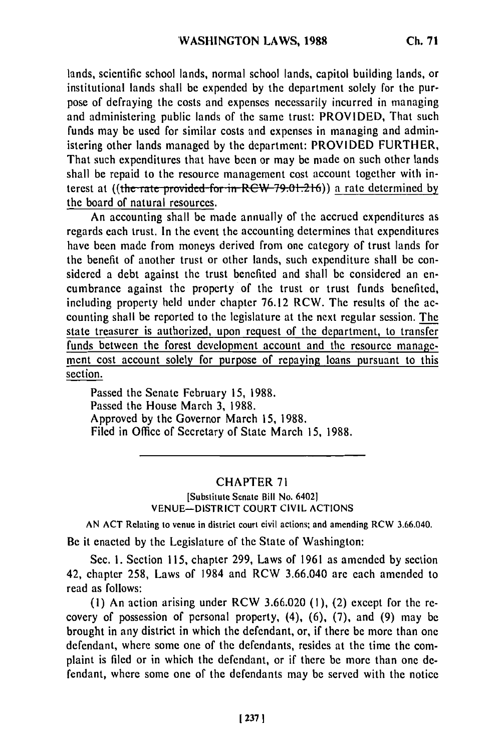lands, scientific school lands, normal school lands, capitol building lands, or institutional lands shall be expended by the department solely for the purpose of defraying the costs and expenses necessarily incurred in managing and administering public lands of the same trust: PROVIDED, That such funds may be used for similar costs and expenses in managing and administering other lands managed by the department: PROVIDED FURTHER, That such expenditures that have been or may be made on such other lands shall be repaid to the resource management cost account together with interest at ((~~the rate provided for in RCW 79.01.216~~)) a rate determined by the board of natural resources.

An accounting shall be made annually of the accrued expenditures as regards each trust. In the event the accounting determines that expenditures have been made from moneys derived from one category of trust lands for the benefit of another trust or other lands, such expenditure shall be considered a debt against the trust benefited and shall be considered an encumbrance against the property of the trust or trust funds benefited, including property held under chapter 76.12 RCW. The results of the accounting shall be reported to the legislature at the next regular session. <u>The state treasurer is authorized, upon request of the department, to transfer funds between the forest development account and the resource management cost account solely for purpose of repaying loans pursuant to this section.</u>

Passed the Senate February 15, 1988.
Passed the House March 3, 1988.
Approved by the Governor March 15, 1988.
Filed in Office of Secretary of State March 15, 1988.

---

## CHAPTER 71

[Substitute Senate Bill No. 6402]

VENUE—DISTRICT COURT CIVIL ACTIONS

AN ACT Relating to venue in district court civil actions; and amending RCW 3.66.040.

Be it enacted by the Legislature of the State of Washington:

Sec. 1. Section 115, chapter 299, Laws of 1961 as amended by section 42, chapter 258, Laws of 1984 and RCW 3.66.040 are each amended to read as follows:

(1) An action arising under RCW 3.66.020 (1), (2) except for the recovery of possession of personal property, (4), (6), (7), and (9) may be brought in any district in which the defendant, or, if there be more than one defendant, where some one of the defendants, resides at the time the complaint is filed or in which the defendant, or if there be more than one defendant, where some one of the defendants may be served with the notice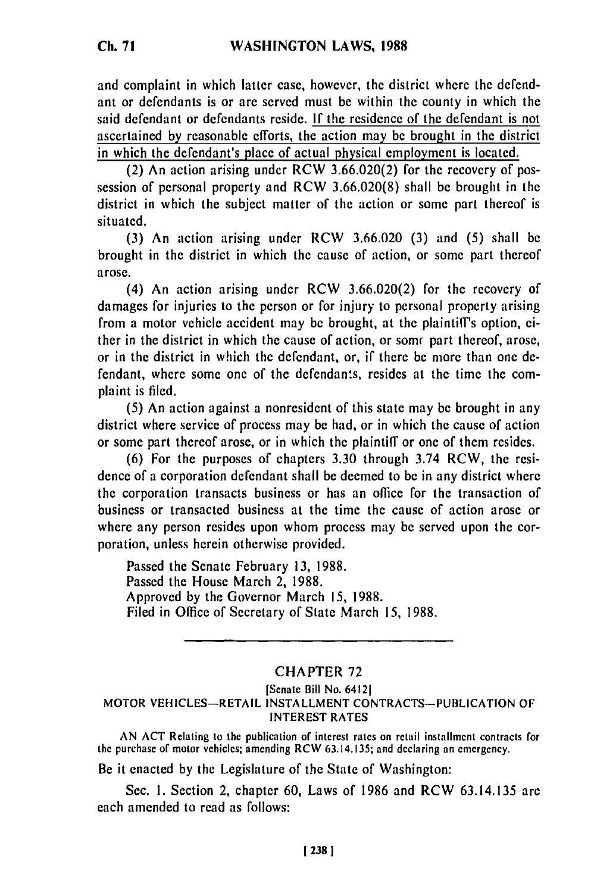and complaint in which latter case, however, the district where the defendant or defendants is or are served must be within the county in which the said defendant or defendants reside. <u>If the residence of the defendant is not ascertained by reasonable efforts, the action may be brought in the district in which the defendant's place of actual physical employment is located.</u>

(2) An action arising under RCW 3.66.020(2) for the recovery of possession of personal property and RCW 3.66.020(8) shall be brought in the district in which the subject matter of the action or some part thereof is situated.

(3) An action arising under RCW 3.66.020 (3) and (5) shall be brought in the district in which the cause of action, or some part thereof arose.

(4) An action arising under RCW 3.66.020(2) for the recovery of damages for injuries to the person or for injury to personal property arising from a motor vehicle accident may be brought, at the plaintiff's option, either in the district in which the cause of action, or some part thereof, arose, or in the district in which the defendant, or, if there be more than one defendant, where some one of the defendants, resides at the time the complaint is filed.

(5) An action against a nonresident of this state may be brought in any district where service of process may be had, or in which the cause of action or some part thereof arose, or in which the plaintiff or one of them resides.

(6) For the purposes of chapters 3.30 through 3.74 RCW, the residence of a corporation defendant shall be deemed to be in any district where the corporation transacts business or has an office for the transaction of business or transacted business at the time the cause of action arose or where any person resides upon whom process may be served upon the corporation, unless herein otherwise provided.

Passed the Senate February 13, 1988.
Passed the House March 2, 1988.
Approved by the Governor March 15, 1988.
Filed in Office of Secretary of State March 15, 1988.

---

## CHAPTER 72

[Senate Bill No. 6412]

MOTOR VEHICLES—RETAIL INSTALLMENT CONTRACTS—PUBLICATION OF INTEREST RATES

AN ACT Relating to the publication of interest rates on retail installment contracts for the purchase of motor vehicles; amending RCW 63.14.135; and declaring an emergency.

Be it enacted by the Legislature of the State of Washington:

Sec. 1. Section 2, chapter 60, Laws of 1986 and RCW 63.14.135 are each amended to read as follows: